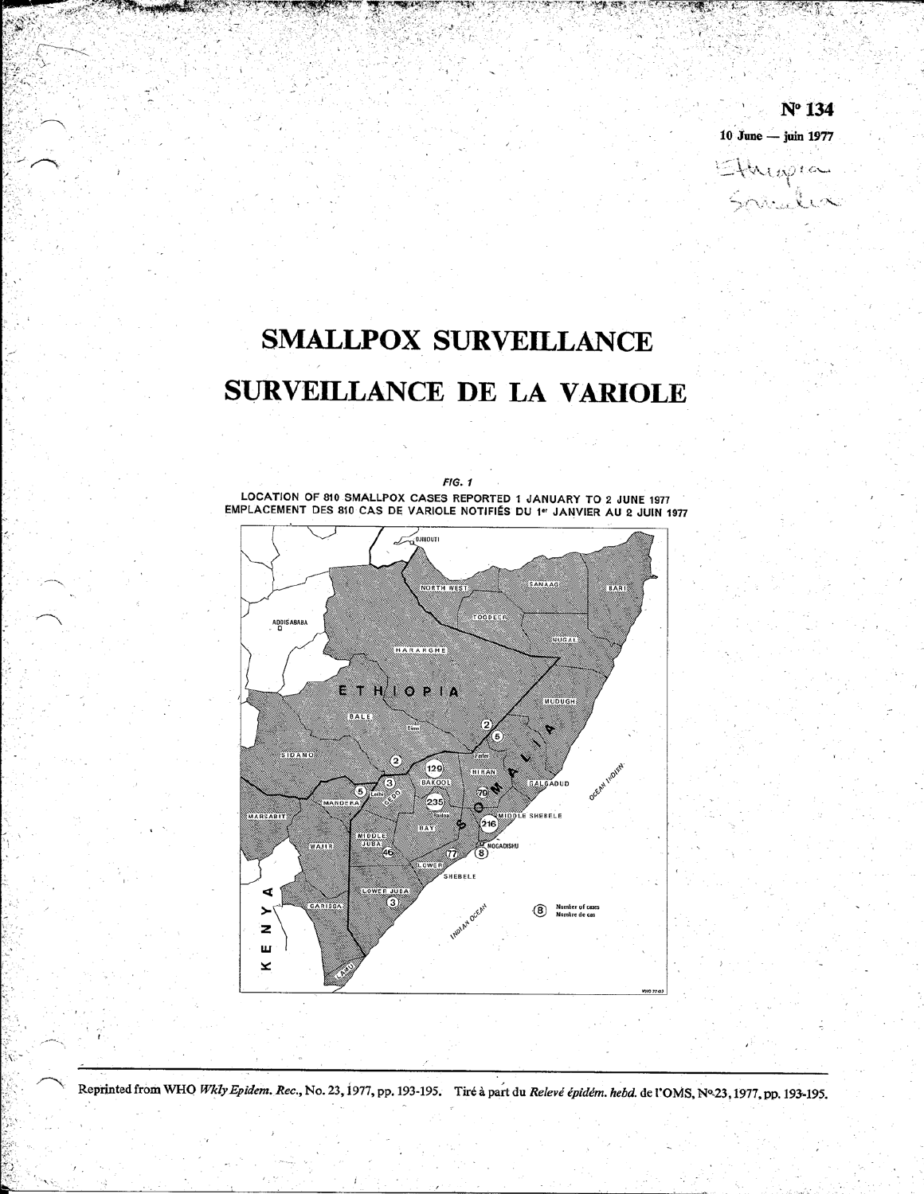N° 134

10 June — juin 1977

# SMALLPOX SURVEILLANCE

# SURVEILLANCE DE LA VARIOLE

FIG. 1

LOCATION OF 810 SMALLPOX CASES REPORTED 1 JANUARY TO 2 JUNE 1977

EMPLACEMENT DES 810 CAS DE VARIOLE NOTIFIÉS DU 1er JANVIER AU 2 JUIN 1977

DJIBOUTI
NORTH WEST
SANAAG
BARI
TOGDEER
ADDIS ABABA
NUGAL
HARARGHE
ETHIOPIA
MUDUGH
BALE
2
6
SIDAMO
2
129
HIRAN
3
BAKOOL
79
GALGADUD
5
MARDERA
GEDO
235
MIDDLE SHEBELE
MARSABIT
BAY
216
WAJIR
MIDDLE JUBA
46
77
8
MOGADISHU
LOWER SHEBELE
SOMALIA
KENYA
LOWER JUBA
3
GARISSA
LAMU
OCEAN INDIEN
INDIAN OCEAN
8 Number of cases / Nombre de cas

Reprinted from WHO *Wkly Epidem. Rec.*, No. 23, 1977, pp. 193-195. Tiré à part du *Relevé épidém. hebd.* de l'OMS, N° 23, 1977, pp. 193-195.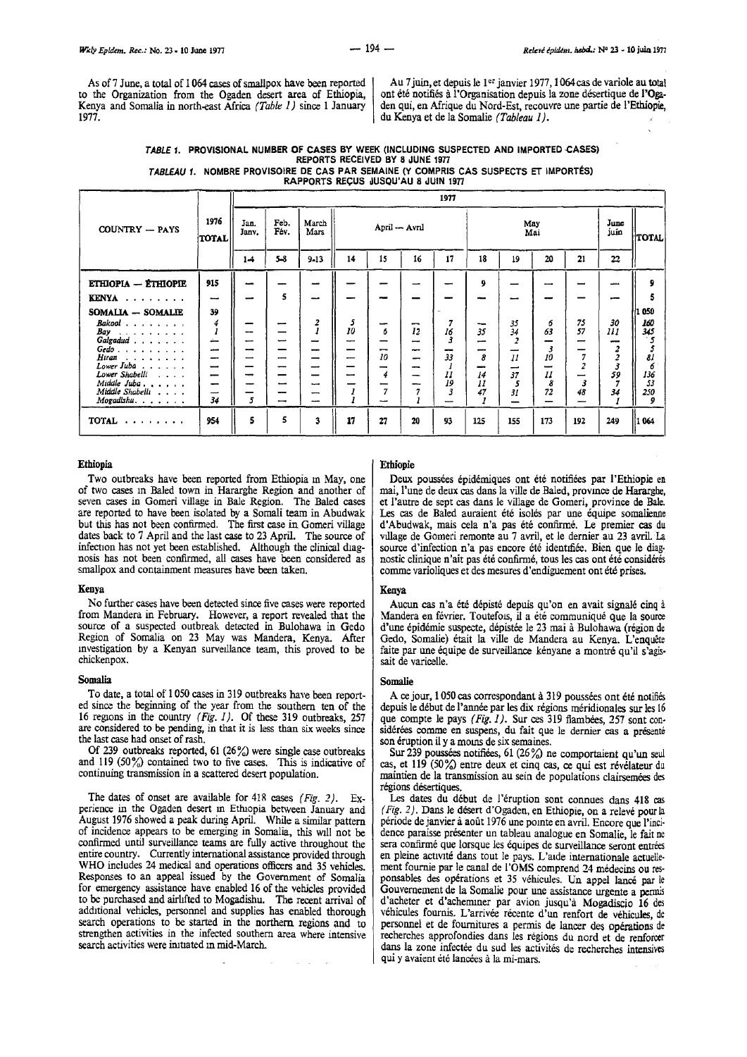As of 7 June, a total of 1 064 cases of smallpox have been reported to the Organization from the Ogaden desert area of Ethiopia, Kenya and Somalia in north-east Africa *(Table 1)* since 1 January 1977.

Au 7 juin, et depuis le 1er janvier 1977, 1 064 cas de variole au total ont été notifiés à l'Organisation depuis la zone désertique de l'Ogaden qui, en Afrique du Nord-Est, recouvre une partie de l'Ethiopie, du Kenya et de la Somalie *(Tableau 1)*.

***TABLE 1.* PROVISIONAL NUMBER OF CASES BY WEEK (INCLUDING SUSPECTED AND IMPORTED CASES) REPORTS RECEIVED BY 8 JUNE 1977**

***TABLEAU 1.* NOMBRE PROVISOIRE DE CAS PAR SEMAINE (Y COMPRIS CAS SUSPECTS ET IMPORTÉS) RAPPORTS REÇUS JUSQU'AU 8 JUIN 1977**

| COUNTRY — PAYS | 1976 TOTAL | 1977 | | | | | | | | | | | | TOTAL |
|---|---|---|---|---|---|---|---|---|---|---|---|---|---|---|
| | | Jan. Janv. | Feb. Fév. | March Mars | April — Avril | | | | May Mai | | | | June Juin | |
| | | 1-4 | 5-8 | 9-13 | 14 | 15 | 16 | 17 | 18 | 19 | 20 | 21 | 22 | |
| **ETHIOPIA — ÉTHIOPIE** | 915 | — | — | — | — | — | — | — | 9 | — | — | — | — | 9 |
| **KENYA** | — | — | 5 | — | — | — | — | — | — | — | — | — | — | 5 |
| **SOMALIA — SOMALIE** | 39 | | | | | | | | | | | | | 1 050 |
| *Bakool* | 4 | — | — | 2 | 5 | — | — | 7 | — | 35 | 6 | 75 | 30 | 160 |
| *Bay* | 1 | — | — | 1 | 10 | 6 | 12 | 16 | 35 | 34 | 63 | 57 | 111 | 345 |
| *Galgadud* | — | — | — | — | — | — | — | 3 | — | 2 | — | — | — | 5 |
| *Gedo* | — | — | — | — | — | — | — | — | — | — | 3 | — | 2 | 5 |
| *Hiran* | — | — | — | — | — | 10 | — | 33 | 8 | 11 | 10 | 7 | 2 | 81 |
| *Lower Juba* | — | — | — | — | — | — | — | 1 | — | — | — | 2 | 3 | 6 |
| *Lower Shabelli* | — | — | — | — | — | 4 | — | 11 | 14 | 37 | 11 | — | 59 | 136 |
| *Middle Juba* | — | — | — | — | — | — | — | 19 | 11 | 5 | 8 | 3 | 7 | 53 |
| *Middle Shabelli* | — | — | — | — | 1 | 7 | 7 | 3 | 47 | 31 | 72 | 48 | 34 | 250 |
| *Mogadishu* | 34 | 5 | — | — | 1 | — | 1 | — | 1 | — | — | — | 1 | 9 |
| **TOTAL** | 954 | 5 | 5 | 3 | 17 | 27 | 20 | 93 | 125 | 155 | 173 | 192 | 249 | 1 064 |

### Ethiopia

Two outbreaks have been reported from Ethiopia in May, one of two cases in Baled town in Hararghe Region and another of seven cases in Gomeri village in Bale Region. The Baled cases are reported to have been isolated by a Somali team in Abudwak but this has not been confirmed. The first case in Gomeri village dates back to 7 April and the last case to 23 April. The source of infection has not yet been established. Although the clinical diagnosis has not been confirmed, all cases have been considered as smallpox and containment measures have been taken.

### Kenya

No further cases have been detected since five cases were reported from Mandera in February. However, a report revealed that the source of a suspected outbreak detected in Bulohawa in Gedo Region of Somalia on 23 May was Mandera, Kenya. After investigation by a Kenyan surveillance team, this proved to be chickenpox.

### Somalia

To date, a total of 1 050 cases in 319 outbreaks have been reported since the beginning of the year from the southern ten of the 16 regions in the country *(Fig. 1)*. Of these 319 outbreaks, 257 are considered to be pending, in that it is less than six weeks since the last case had onset of rash.

Of 239 outbreaks reported, 61 (26%) were single case outbreaks and 119 (50%) contained two to five cases. This is indicative of continuing transmission in a scattered desert population.

The dates of onset are available for 418 cases *(Fig. 2)*. Experience in the Ogaden desert in Ethiopia between January and August 1976 showed a peak during April. While a similar pattern of incidence appears to be emerging in Somalia, this will not be confirmed until surveillance teams are fully active throughout the entire country. Currently international assistance provided through WHO includes 24 medical and operations officers and 35 vehicles. Responses to an appeal issued by the Government of Somalia for emergency assistance have enabled 16 of the vehicles provided to be purchased and airlifted to Mogadishu. The recent arrival of additional vehicles, personnel and supplies has enabled thorough search operations to be started in the northern regions and to strengthen activities in the infected southern area where intensive search activities were initiated in mid-March.

### Ethiopie

Deux poussées épidémiques ont été notifiées par l'Ethiopie en mai, l'une de deux cas dans la ville de Baled, province de Hararghe, et l'autre de sept cas dans le village de Gomeri, province de Bale. Les cas de Baled auraient été isolés par une équipe somalienne d'Abudwak, mais cela n'a pas été confirmé. Le premier cas du village de Gomeri remonte au 7 avril, et le dernier au 23 avril. La source d'infection n'a pas encore été identifiée. Bien que le diagnostic clinique n'ait pas été confirmé, tous les cas ont été considérés comme varioliques et des mesures d'endiguement ont été prises.

### Kenya

Aucun cas n'a été dépisté depuis qu'on en avait signalé cinq à Mandera en février. Toutefois, il a été communiqué que la source d'une épidémie suspecte, dépistée le 23 mai à Bulohawa (région de Gedo, Somalie) était la ville de Mandera au Kenya. L'enquête faite par une équipe de surveillance kényane a montré qu'il s'agissait de varicelle.

### Somalie

A ce jour, 1 050 cas correspondant à 319 poussées ont été notifiés depuis le début de l'année par les dix régions méridionales sur les 16 que compte le pays *(Fig. 1)*. Sur ces 319 flambées, 257 sont considérées comme en suspens, du fait que le dernier cas a présenté son éruption il y a moins de six semaines.

Sur 239 poussées notifiées, 61 (26%) ne comportaient qu'un seul cas, et 119 (50%) entre deux et cinq cas, ce qui est révélateur du maintien de la transmission au sein de populations clairsemées des régions désertiques.

Les dates du début de l'éruption sont connues dans 418 cas *(Fig. 2)*. Dans le désert d'Ogaden, en Ethiopie, on a relevé pour la période de janvier à août 1976 une pointe en avril. Encore que l'incidence paraisse présenter un tableau analogue en Somalie, le fait ne sera confirmé que lorsque les équipes de surveillance seront entrées en pleine activité dans tout le pays. L'aide internationale actuellement fournie par le canal de l'OMS comprend 24 médecins ou responsables des opérations et 35 véhicules. Un appel lancé par le Gouvernement de la Somalie pour une assistance urgente a permis d'acheter et d'acheminer par avion jusqu'à Mogadiscio 16 des véhicules fournis. L'arrivée récente d'un renfort de véhicules, de personnel et de fournitures a permis de lancer des opérations de recherches approfondies dans les régions du nord et de renforcer dans la zone infectée du sud les activités de recherches intensives qui y avaient été lancées à la mi-mars.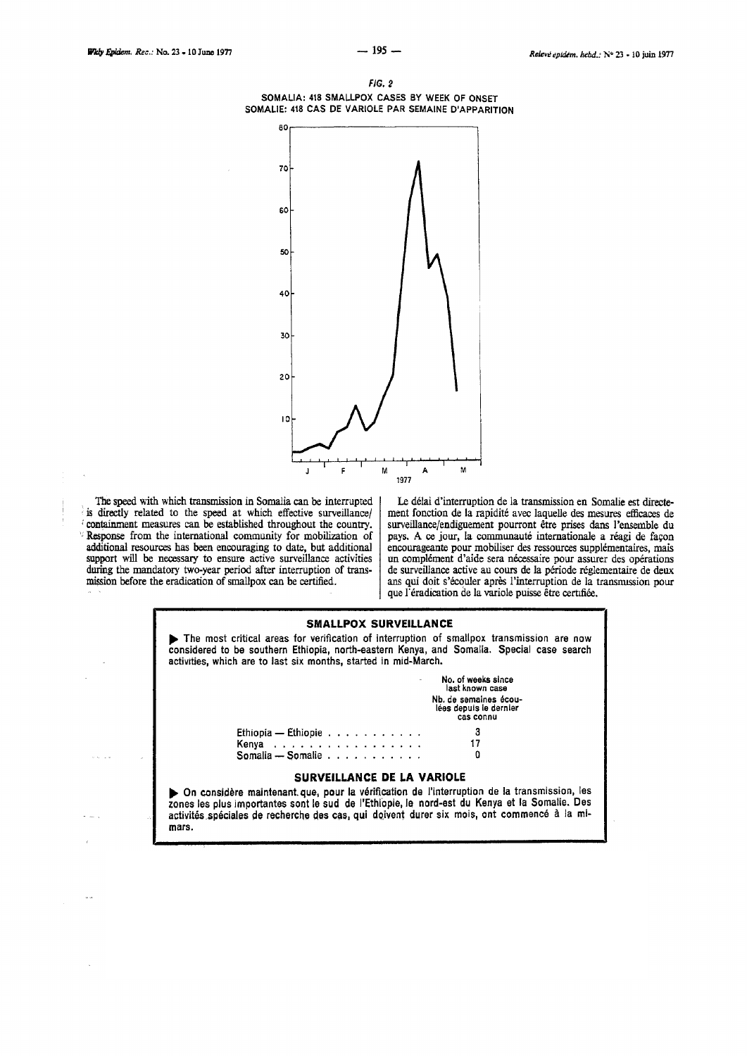*FIG. 2*

SOMALIA: 418 SMALLPOX CASES BY WEEK OF ONSET
SOMALIE: 418 CAS DE VARIOLE PAR SEMAINE D'APPARITION

80
70
60
50
40
30
20
10

J F M A M
1977

The speed with which transmission in Somalia can be interrupted is directly related to the speed at which effective surveillance/containment measures can be established throughout the country. Response from the international community for mobilization of additional resources has been encouraging to date, but additional support will be necessary to ensure active surveillance activities during the mandatory two-year period after interruption of transmission before the eradication of smallpox can be certified.

Le délai d'interruption de la transmission en Somalie est directement fonction de la rapidité avec laquelle des mesures efficaces de surveillance/endiguement pourront être prises dans l'ensemble du pays. A ce jour, la communauté internationale a réagi de façon encourageante pour mobiliser des ressources supplémentaires, mais un complément d'aide sera nécessaire pour assurer des opérations de surveillance active au cours de la période réglementaire de deux ans qui doit s'écouler après l'interruption de la transmission pour que l'éradication de la variole puisse être certifiée.

## SMALLPOX SURVEILLANCE

▶ The most critical areas for verification of interruption of smallpox transmission are now considered to be southern Ethiopia, north-eastern Kenya, and Somalia. Special case search activities, which are to last six months, started in mid-March.

| | No. of weeks since last known case<br>Nb. de semaines écoulées depuis le dernier cas connu |
|---|---|
| Ethiopia — Éthiopie | 3 |
| Kenya | 17 |
| Somalia — Somalie | 0 |

## SURVEILLANCE DE LA VARIOLE

▶ On considère maintenant que, pour la vérification de l'interruption de la transmission, les zones les plus importantes sont le sud de l'Éthiopie, le nord-est du Kenya et la Somalie. Des activités spéciales de recherche des cas, qui doivent durer six mois, ont commencé à la mi-mars.